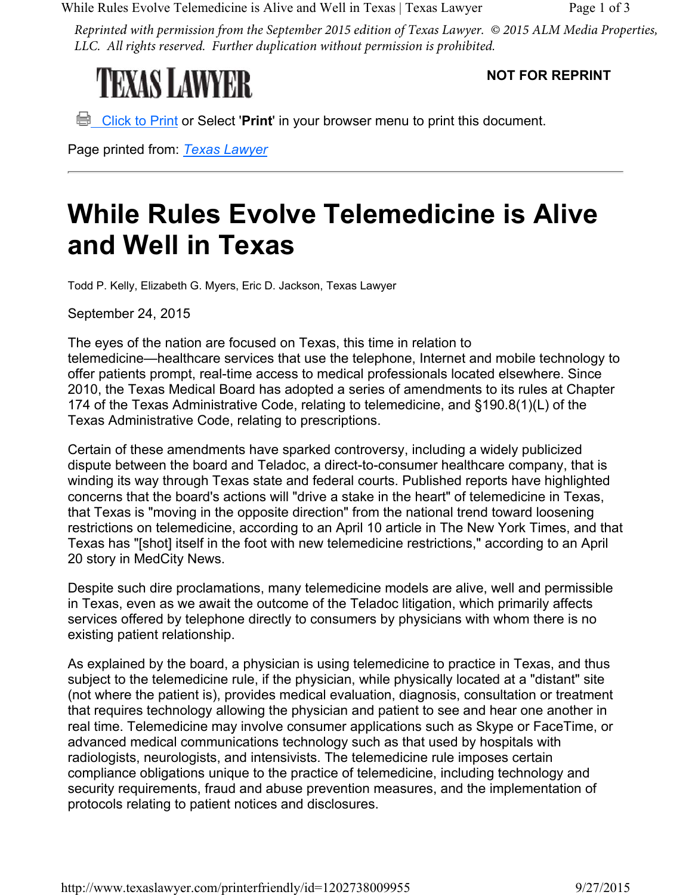*Reprinted with permission from the September 2015 edition of Texas Lawyer. © 2015 ALM Media Properties, LLC. All rights reserved. Further duplication without permission is prohibited.*

TEXAS LAWYER

**NOT FOR REPRINT**

Click to Print or Select '**Print**' in your browser menu to print this document.

Page printed from: *Texas Lawyer*

---

# While Rules Evolve Telemedicine is Alive and Well in Texas

Todd P. Kelly, Elizabeth G. Myers, Eric D. Jackson, Texas Lawyer

September 24, 2015

The eyes of the nation are focused on Texas, this time in relation to telemedicine—healthcare services that use the telephone, Internet and mobile technology to offer patients prompt, real-time access to medical professionals located elsewhere. Since 2010, the Texas Medical Board has adopted a series of amendments to its rules at Chapter 174 of the Texas Administrative Code, relating to telemedicine, and §190.8(1)(L) of the Texas Administrative Code, relating to prescriptions.

Certain of these amendments have sparked controversy, including a widely publicized dispute between the board and Teladoc, a direct-to-consumer healthcare company, that is winding its way through Texas state and federal courts. Published reports have highlighted concerns that the board's actions will "drive a stake in the heart" of telemedicine in Texas, that Texas is "moving in the opposite direction" from the national trend toward loosening restrictions on telemedicine, according to an April 10 article in The New York Times, and that Texas has "[shot] itself in the foot with new telemedicine restrictions," according to an April 20 story in MedCity News.

Despite such dire proclamations, many telemedicine models are alive, well and permissible in Texas, even as we await the outcome of the Teladoc litigation, which primarily affects services offered by telephone directly to consumers by physicians with whom there is no existing patient relationship.

As explained by the board, a physician is using telemedicine to practice in Texas, and thus subject to the telemedicine rule, if the physician, while physically located at a "distant" site (not where the patient is), provides medical evaluation, diagnosis, consultation or treatment that requires technology allowing the physician and patient to see and hear one another in real time. Telemedicine may involve consumer applications such as Skype or FaceTime, or advanced medical communications technology such as that used by hospitals with radiologists, neurologists, and intensivists. The telemedicine rule imposes certain compliance obligations unique to the practice of telemedicine, including technology and security requirements, fraud and abuse prevention measures, and the implementation of protocols relating to patient notices and disclosures.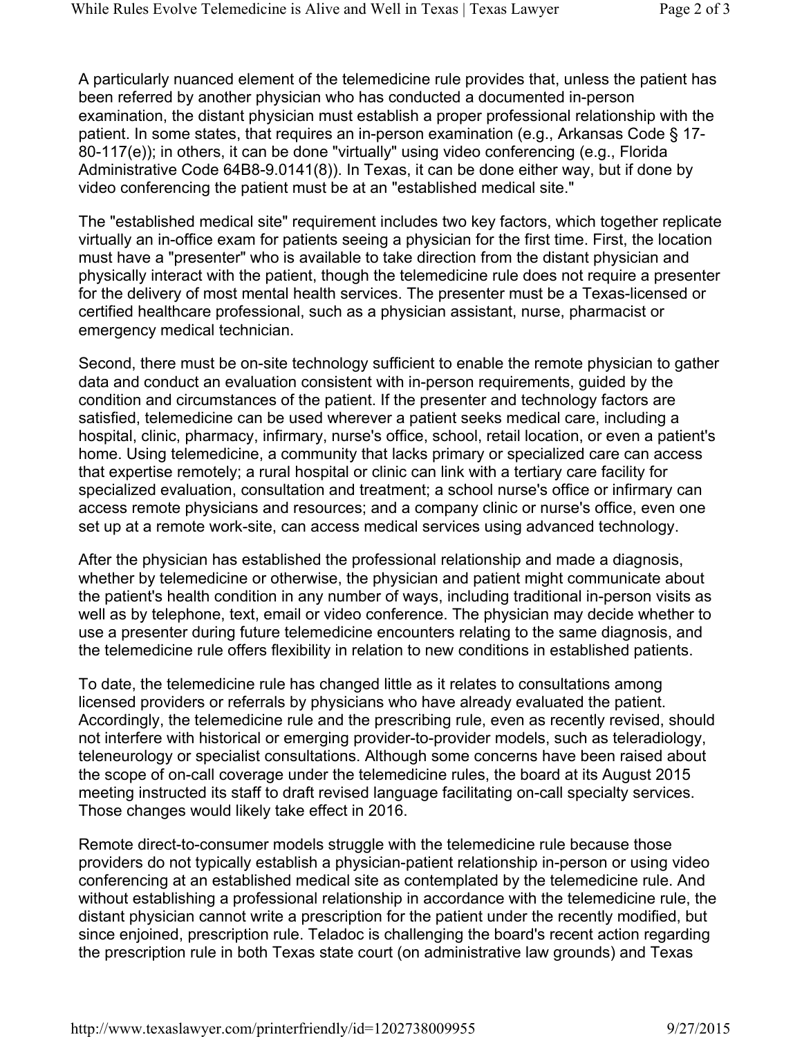A particularly nuanced element of the telemedicine rule provides that, unless the patient has been referred by another physician who has conducted a documented in-person examination, the distant physician must establish a proper professional relationship with the patient. In some states, that requires an in-person examination (e.g., Arkansas Code § 17-80-117(e)); in others, it can be done "virtually" using video conferencing (e.g., Florida Administrative Code 64B8-9.0141(8)). In Texas, it can be done either way, but if done by video conferencing the patient must be at an "established medical site."

The "established medical site" requirement includes two key factors, which together replicate virtually an in-office exam for patients seeing a physician for the first time. First, the location must have a "presenter" who is available to take direction from the distant physician and physically interact with the patient, though the telemedicine rule does not require a presenter for the delivery of most mental health services. The presenter must be a Texas-licensed or certified healthcare professional, such as a physician assistant, nurse, pharmacist or emergency medical technician.

Second, there must be on-site technology sufficient to enable the remote physician to gather data and conduct an evaluation consistent with in-person requirements, guided by the condition and circumstances of the patient. If the presenter and technology factors are satisfied, telemedicine can be used wherever a patient seeks medical care, including a hospital, clinic, pharmacy, infirmary, nurse's office, school, retail location, or even a patient's home. Using telemedicine, a community that lacks primary or specialized care can access that expertise remotely; a rural hospital or clinic can link with a tertiary care facility for specialized evaluation, consultation and treatment; a school nurse's office or infirmary can access remote physicians and resources; and a company clinic or nurse's office, even one set up at a remote work-site, can access medical services using advanced technology.

After the physician has established the professional relationship and made a diagnosis, whether by telemedicine or otherwise, the physician and patient might communicate about the patient's health condition in any number of ways, including traditional in-person visits as well as by telephone, text, email or video conference. The physician may decide whether to use a presenter during future telemedicine encounters relating to the same diagnosis, and the telemedicine rule offers flexibility in relation to new conditions in established patients.

To date, the telemedicine rule has changed little as it relates to consultations among licensed providers or referrals by physicians who have already evaluated the patient. Accordingly, the telemedicine rule and the prescribing rule, even as recently revised, should not interfere with historical or emerging provider-to-provider models, such as teleradiology, teleneurology or specialist consultations. Although some concerns have been raised about the scope of on-call coverage under the telemedicine rules, the board at its August 2015 meeting instructed its staff to draft revised language facilitating on-call specialty services. Those changes would likely take effect in 2016.

Remote direct-to-consumer models struggle with the telemedicine rule because those providers do not typically establish a physician-patient relationship in-person or using video conferencing at an established medical site as contemplated by the telemedicine rule. And without establishing a professional relationship in accordance with the telemedicine rule, the distant physician cannot write a prescription for the patient under the recently modified, but since enjoined, prescription rule. Teladoc is challenging the board's recent action regarding the prescription rule in both Texas state court (on administrative law grounds) and Texas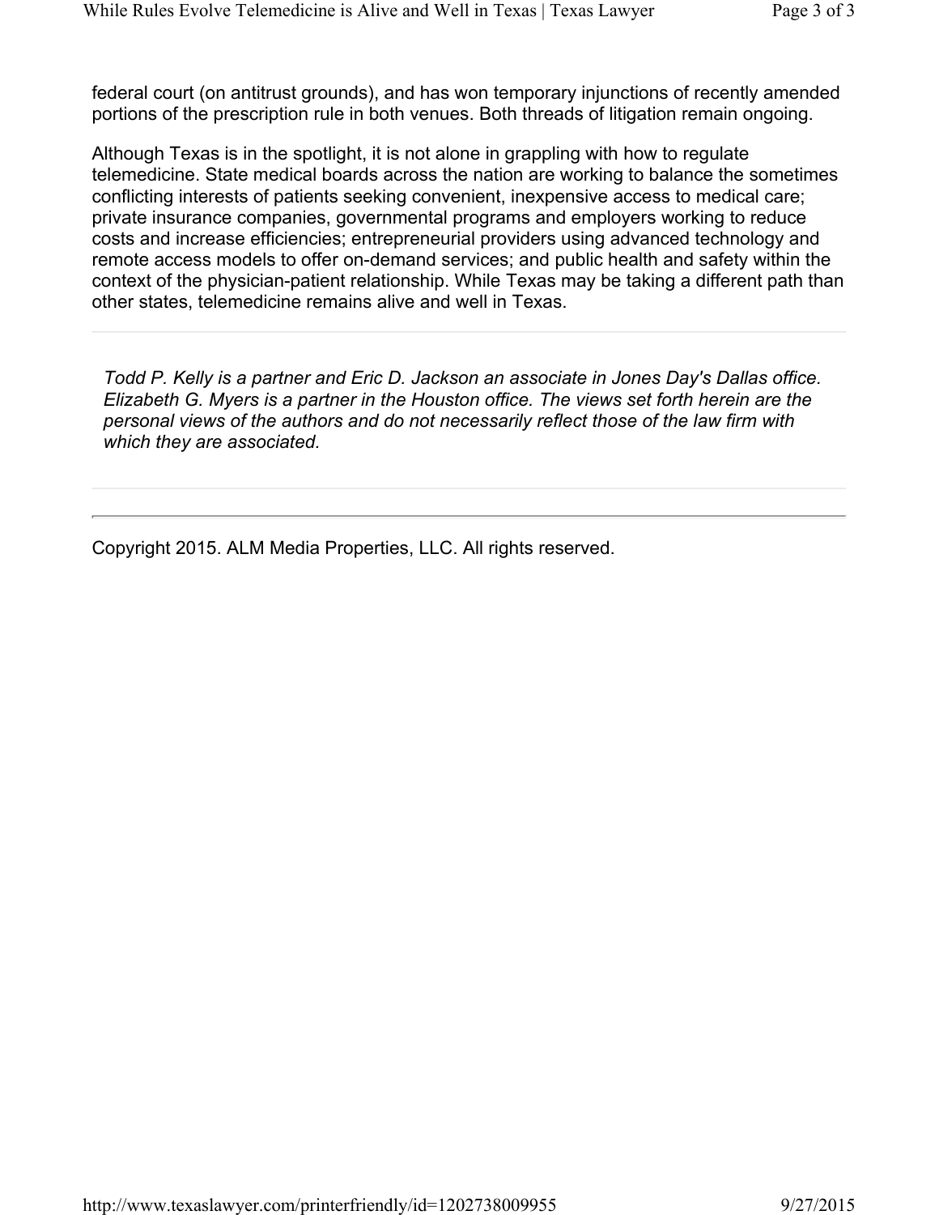federal court (on antitrust grounds), and has won temporary injunctions of recently amended portions of the prescription rule in both venues. Both threads of litigation remain ongoing.

Although Texas is in the spotlight, it is not alone in grappling with how to regulate telemedicine. State medical boards across the nation are working to balance the sometimes conflicting interests of patients seeking convenient, inexpensive access to medical care; private insurance companies, governmental programs and employers working to reduce costs and increase efficiencies; entrepreneurial providers using advanced technology and remote access models to offer on-demand services; and public health and safety within the context of the physician-patient relationship. While Texas may be taking a different path than other states, telemedicine remains alive and well in Texas.

---

*Todd P. Kelly is a partner and Eric D. Jackson an associate in Jones Day's Dallas office. Elizabeth G. Myers is a partner in the Houston office. The views set forth herein are the personal views of the authors and do not necessarily reflect those of the law firm with which they are associated.*

---

Copyright 2015. ALM Media Properties, LLC. All rights reserved.